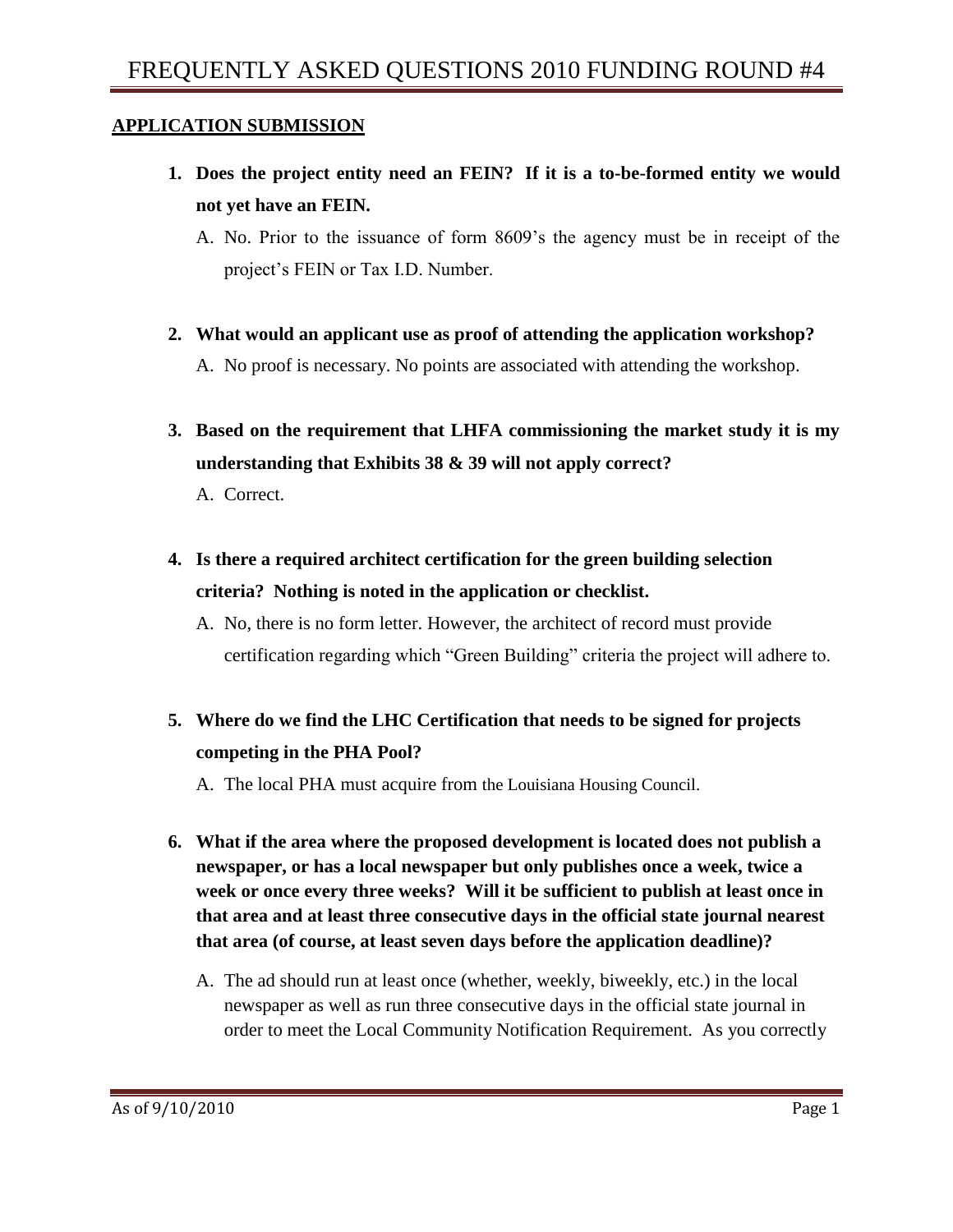# FREQUENTLY ASKED QUESTIONS 2010 FUNDING ROUND #4

**APPLICATION SUBMISSION**

1. **Does the project entity need an FEIN? If it is a to-be-formed entity we would not yet have an FEIN.**

   A. No. Prior to the issuance of form 8609's the agency must be in receipt of the project's FEIN or Tax I.D. Number.

2. **What would an applicant use as proof of attending the application workshop?**

   A. No proof is necessary. No points are associated with attending the workshop.

3. **Based on the requirement that LHFA commissioning the market study it is my understanding that Exhibits 38 & 39 will not apply correct?**

   A. Correct.

4. **Is there a required architect certification for the green building selection criteria? Nothing is noted in the application or checklist.**

   A. No, there is no form letter. However, the architect of record must provide certification regarding which "Green Building" criteria the project will adhere to.

5. **Where do we find the LHC Certification that needs to be signed for projects competing in the PHA Pool?**

   A. The local PHA must acquire from the Louisiana Housing Council.

6. **What if the area where the proposed development is located does not publish a newspaper, or has a local newspaper but only publishes once a week, twice a week or once every three weeks? Will it be sufficient to publish at least once in that area and at least three consecutive days in the official state journal nearest that area (of course, at least seven days before the application deadline)?**

   A. The ad should run at least once (whether, weekly, biweekly, etc.) in the local newspaper as well as run three consecutive days in the official state journal in order to meet the Local Community Notification Requirement. As you correctly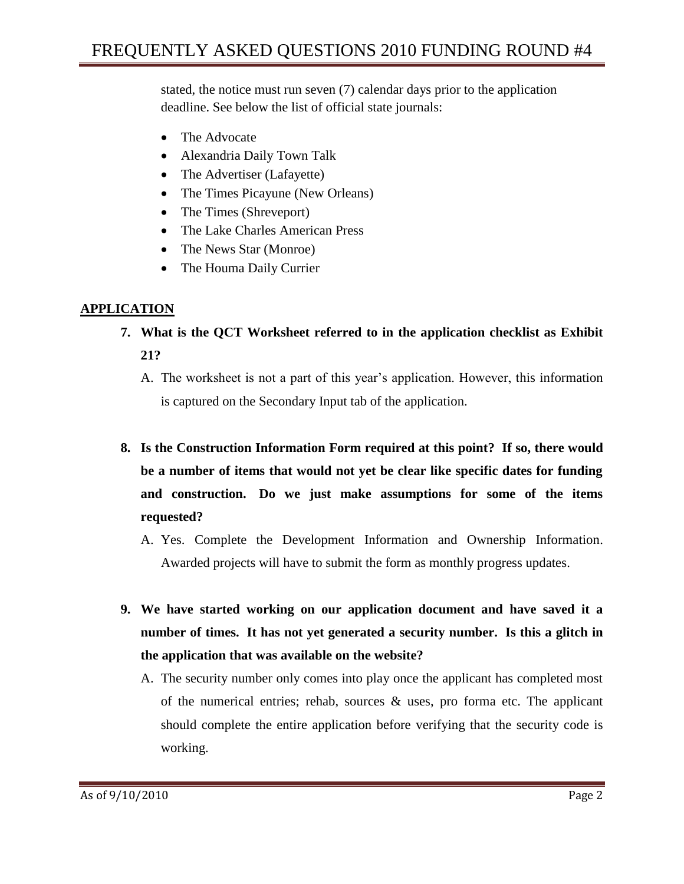stated, the notice must run seven (7) calendar days prior to the application deadline. See below the list of official state journals:

- The Advocate
- Alexandria Daily Town Talk
- The Advertiser (Lafayette)
- The Times Picayune (New Orleans)
- The Times (Shreveport)
- The Lake Charles American Press
- The News Star (Monroe)
- The Houma Daily Currier

## APPLICATION

**7. What is the QCT Worksheet referred to in the application checklist as Exhibit 21?**

A. The worksheet is not a part of this year's application. However, this information is captured on the Secondary Input tab of the application.

**8. Is the Construction Information Form required at this point? If so, there would be a number of items that would not yet be clear like specific dates for funding and construction. Do we just make assumptions for some of the items requested?**

A. Yes. Complete the Development Information and Ownership Information. Awarded projects will have to submit the form as monthly progress updates.

**9. We have started working on our application document and have saved it a number of times. It has not yet generated a security number. Is this a glitch in the application that was available on the website?**

A. The security number only comes into play once the applicant has completed most of the numerical entries; rehab, sources & uses, pro forma etc. The applicant should complete the entire application before verifying that the security code is working.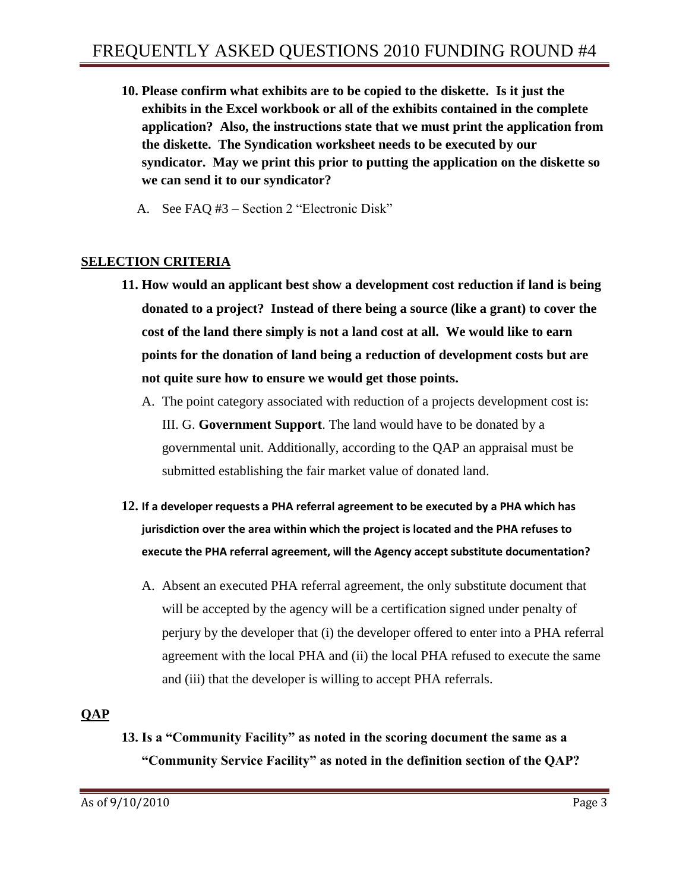**10. Please confirm what exhibits are to be copied to the diskette. Is it just the exhibits in the Excel workbook or all of the exhibits contained in the complete application? Also, the instructions state that we must print the application from the diskette. The Syndication worksheet needs to be executed by our syndicator. May we print this prior to putting the application on the diskette so we can send it to our syndicator?**

A. See FAQ #3 – Section 2 "Electronic Disk"

## SELECTION CRITERIA

**11. How would an applicant best show a development cost reduction if land is being donated to a project? Instead of there being a source (like a grant) to cover the cost of the land there simply is not a land cost at all. We would like to earn points for the donation of land being a reduction of development costs but are not quite sure how to ensure we would get those points.**

A. The point category associated with reduction of a projects development cost is: III. G. **Government Support**. The land would have to be donated by a governmental unit. Additionally, according to the QAP an appraisal must be submitted establishing the fair market value of donated land.

**12. If a developer requests a PHA referral agreement to be executed by a PHA which has jurisdiction over the area within which the project is located and the PHA refuses to execute the PHA referral agreement, will the Agency accept substitute documentation?**

A. Absent an executed PHA referral agreement, the only substitute document that will be accepted by the agency will be a certification signed under penalty of perjury by the developer that (i) the developer offered to enter into a PHA referral agreement with the local PHA and (ii) the local PHA refused to execute the same and (iii) that the developer is willing to accept PHA referrals.

## QAP

**13. Is a "Community Facility" as noted in the scoring document the same as a "Community Service Facility" as noted in the definition section of the QAP?**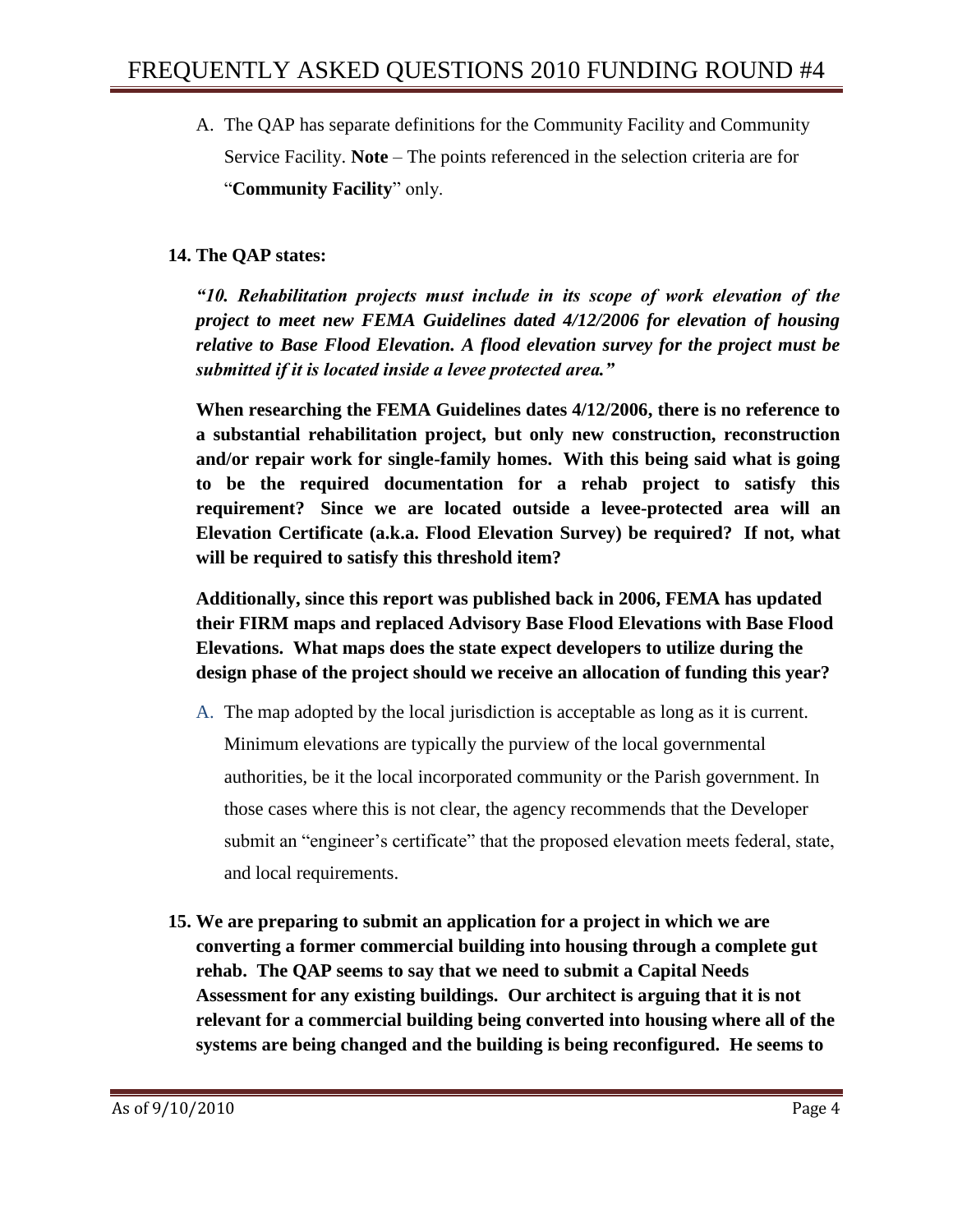A. The QAP has separate definitions for the Community Facility and Community Service Facility. **Note** – The points referenced in the selection criteria are for "**Community Facility**" only.

**14. The QAP states:**

***"10. Rehabilitation projects must include in its scope of work elevation of the project to meet new FEMA Guidelines dated 4/12/2006 for elevation of housing relative to Base Flood Elevation. A flood elevation survey for the project must be submitted if it is located inside a levee protected area."***

**When researching the FEMA Guidelines dates 4/12/2006, there is no reference to a substantial rehabilitation project, but only new construction, reconstruction and/or repair work for single-family homes. With this being said what is going to be the required documentation for a rehab project to satisfy this requirement? Since we are located outside a levee-protected area will an Elevation Certificate (a.k.a. Flood Elevation Survey) be required? If not, what will be required to satisfy this threshold item?**

**Additionally, since this report was published back in 2006, FEMA has updated their FIRM maps and replaced Advisory Base Flood Elevations with Base Flood Elevations. What maps does the state expect developers to utilize during the design phase of the project should we receive an allocation of funding this year?**

A. The map adopted by the local jurisdiction is acceptable as long as it is current. Minimum elevations are typically the purview of the local governmental authorities, be it the local incorporated community or the Parish government. In those cases where this is not clear, the agency recommends that the Developer submit an "engineer's certificate" that the proposed elevation meets federal, state, and local requirements.

**15. We are preparing to submit an application for a project in which we are converting a former commercial building into housing through a complete gut rehab. The QAP seems to say that we need to submit a Capital Needs Assessment for any existing buildings. Our architect is arguing that it is not relevant for a commercial building being converted into housing where all of the systems are being changed and the building is being reconfigured. He seems to**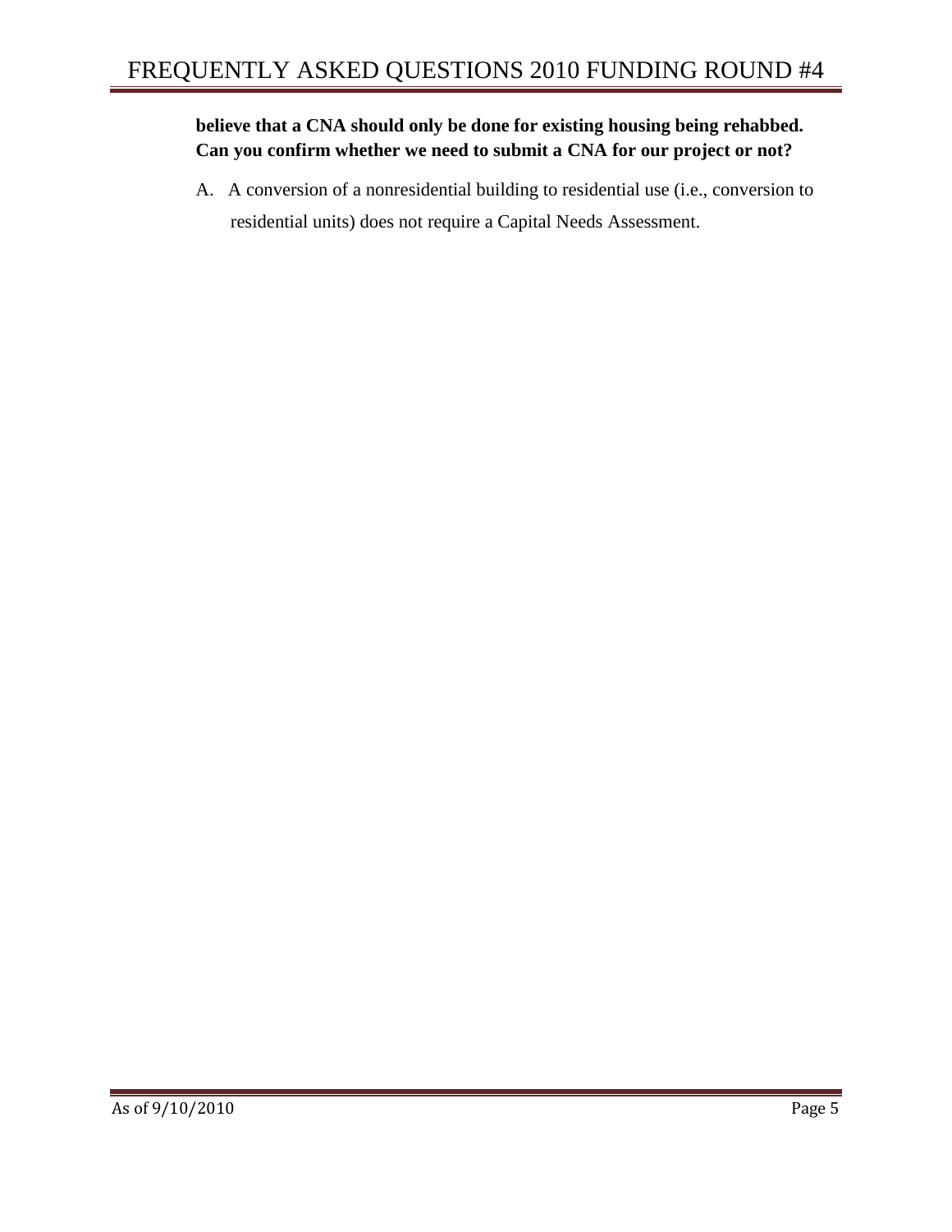**believe that a CNA should only be done for existing housing being rehabbed. Can you confirm whether we need to submit a CNA for our project or not?**

A. A conversion of a nonresidential building to residential use (i.e., conversion to residential units) does not require a Capital Needs Assessment.